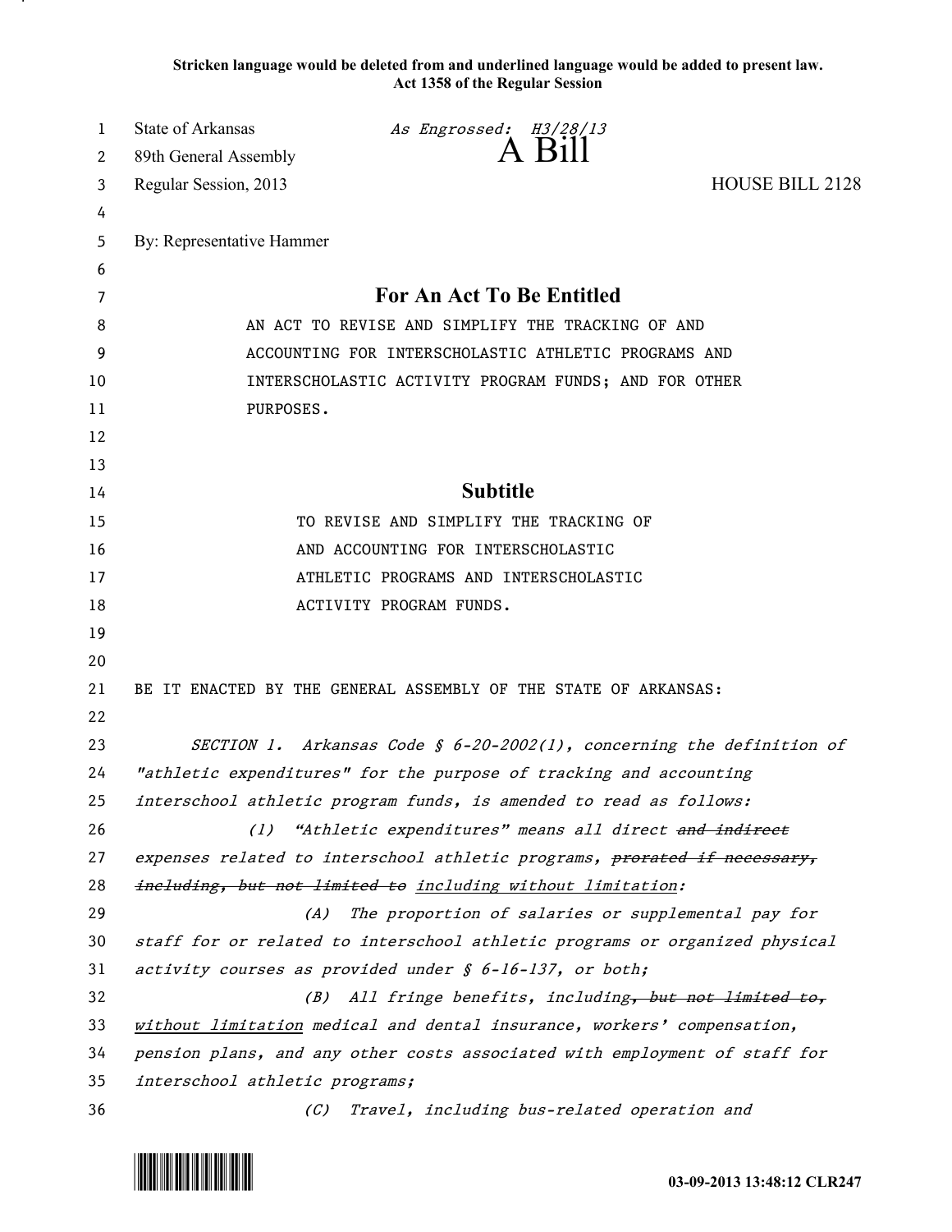**Stricken language would be deleted from and underlined language would be added to present law.**
**Act 1358 of the Regular Session**

State of Arkansas *As Engrossed: H3/28/13*
89th General Assembly **A Bill**
Regular Session, 2013 HOUSE BILL 2128

By: Representative Hammer

## For An Act To Be Entitled

AN ACT TO REVISE AND SIMPLIFY THE TRACKING OF AND ACCOUNTING FOR INTERSCHOLASTIC ATHLETIC PROGRAMS AND INTERSCHOLASTIC ACTIVITY PROGRAM FUNDS; AND FOR OTHER PURPOSES.

## Subtitle

TO REVISE AND SIMPLIFY THE TRACKING OF AND ACCOUNTING FOR INTERSCHOLASTIC ATHLETIC PROGRAMS AND INTERSCHOLASTIC ACTIVITY PROGRAM FUNDS.

BE IT ENACTED BY THE GENERAL ASSEMBLY OF THE STATE OF ARKANSAS:

*SECTION 1. Arkansas Code § 6-20-2002(1), concerning the definition of "athletic expenditures" for the purpose of tracking and accounting interschool athletic program funds, is amended to read as follows:*

*(1) "Athletic expenditures" means all direct ~~and indirect~~ expenses related to interschool athletic programs, ~~prorated if necessary, including, but not limited to~~ <u>including without limitation</u>:*

*(A) The proportion of salaries or supplemental pay for staff for or related to interschool athletic programs or organized physical activity courses as provided under § 6-16-137, or both;*

*(B) All fringe benefits, including~~, but not limited to,~~ <u>without limitation</u> medical and dental insurance, workers' compensation, pension plans, and any other costs associated with employment of staff for interschool athletic programs;*

*(C) Travel, including bus-related operation and*

03-09-2013 13:48:12 CLR247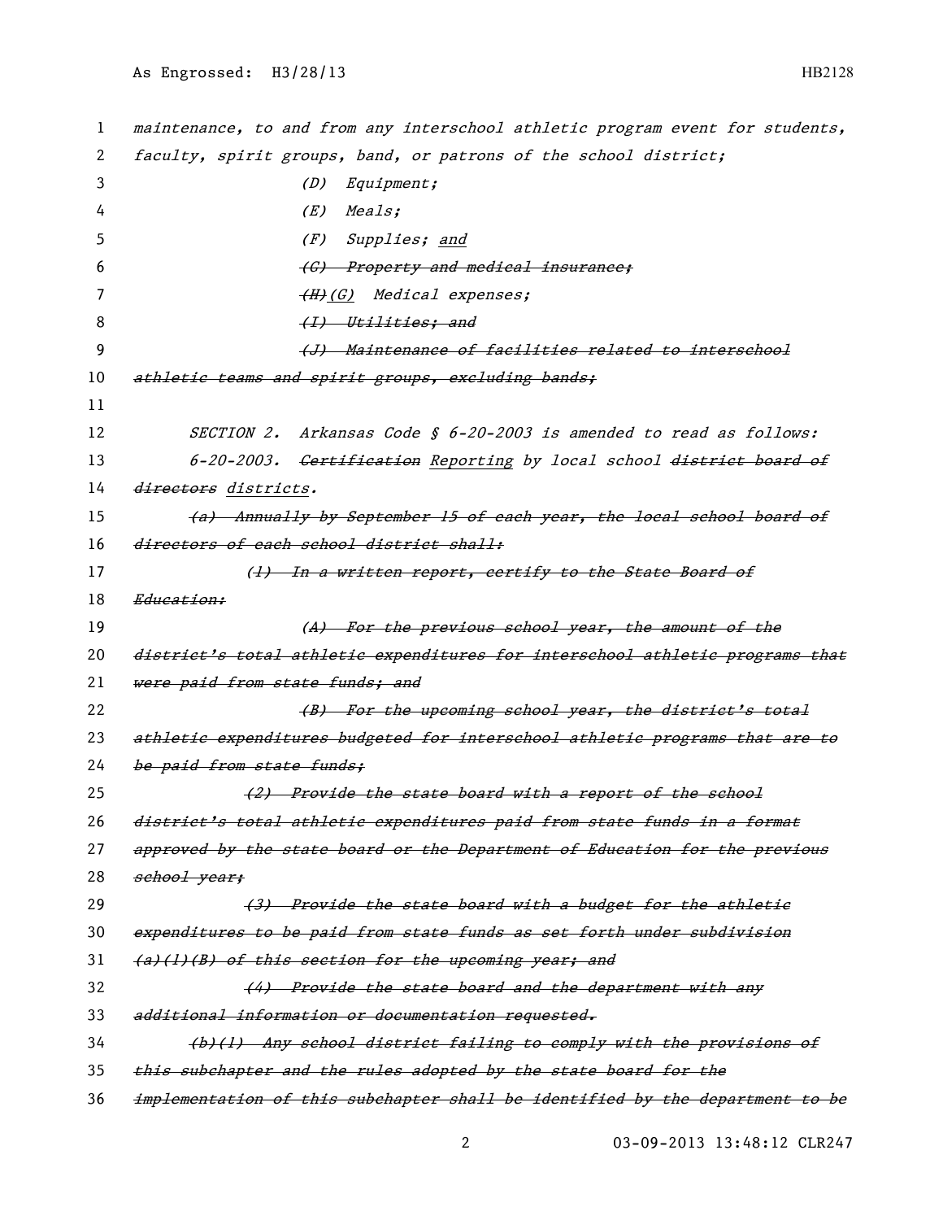maintenance, to and from any interschool athletic program event for students, faculty, spirit groups, band, or patrons of the school district;

(D) Equipment;

(E) Meals;

(F) Supplies; <u>and</u>

~~(G) Property and medical insurance;~~

~~(H)~~<u>(G)</u> Medical expenses;

~~(I) Utilities; and~~

~~(J) Maintenance of facilities related to interschool athletic teams and spirit groups, excluding bands;~~

SECTION 2. Arkansas Code § 6-20-2003 is amended to read as follows:

6-20-2003. ~~Certification~~ <u>Reporting</u> by local school ~~district board of directors~~ <u>districts</u>.

~~(a) Annually by September 15 of each year, the local school board of directors of each school district shall:~~

~~(1) In a written report, certify to the State Board of Education:~~

~~(A) For the previous school year, the amount of the district's total athletic expenditures for interschool athletic programs that were paid from state funds; and~~

~~(B) For the upcoming school year, the district's total athletic expenditures budgeted for interschool athletic programs that are to be paid from state funds;~~

~~(2) Provide the state board with a report of the school district's total athletic expenditures paid from state funds in a format approved by the state board or the Department of Education for the previous school year;~~

~~(3) Provide the state board with a budget for the athletic expenditures to be paid from state funds as set forth under subdivision (a)(1)(B) of this section for the upcoming year; and~~

~~(4) Provide the state board and the department with any additional information or documentation requested.~~

~~(b)(1) Any school district failing to comply with the provisions of this subchapter and the rules adopted by the state board for the implementation of this subchapter shall be identified by the department to be~~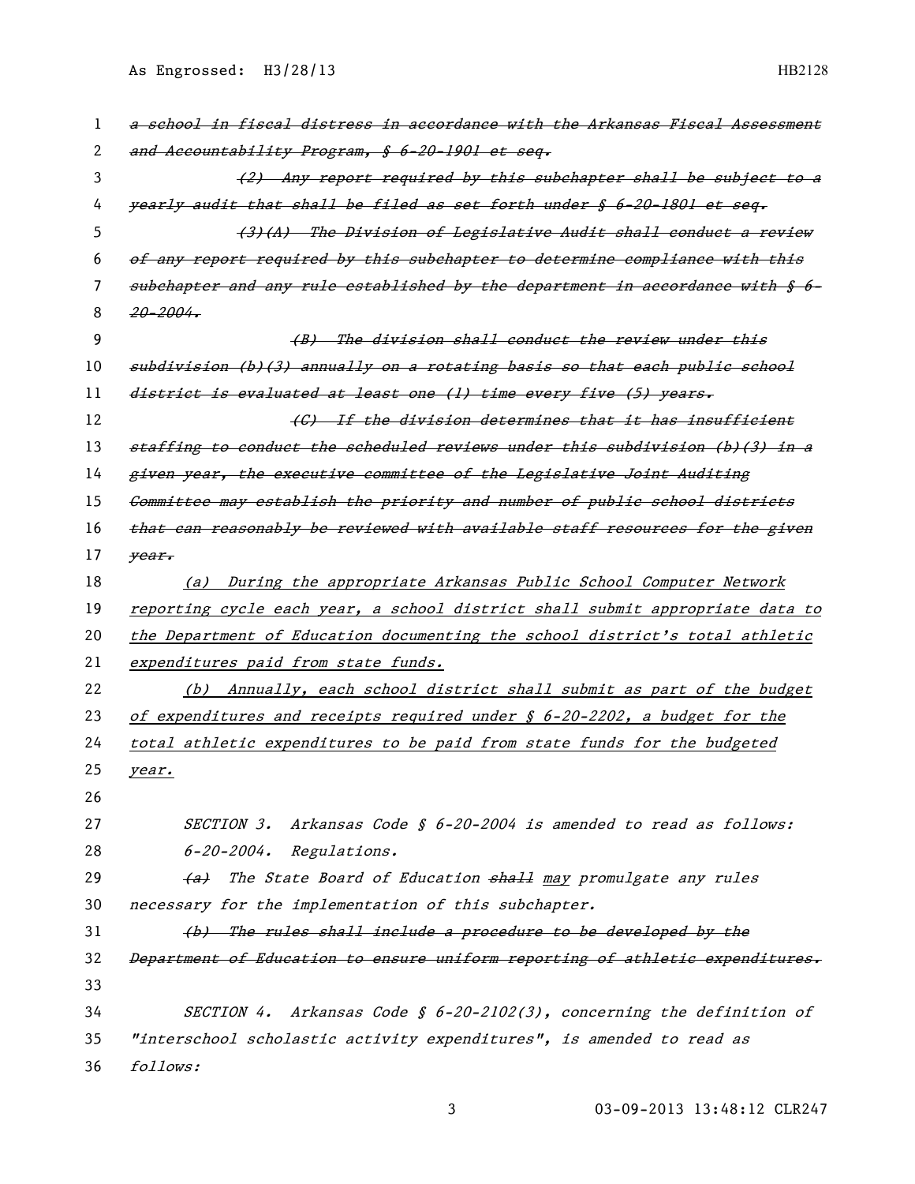~~a school in fiscal distress in accordance with the Arkansas Fiscal Assessment and Accountability Program, § 6-20-1901 et seq.~~

~~(2) Any report required by this subchapter shall be subject to a yearly audit that shall be filed as set forth under § 6-20-1801 et seq.~~

~~(3)(A) The Division of Legislative Audit shall conduct a review of any report required by this subchapter to determine compliance with this subchapter and any rule established by the department in accordance with § 6-20-2004.~~

~~(B) The division shall conduct the review under this subdivision (b)(3) annually on a rotating basis so that each public school district is evaluated at least one (1) time every five (5) years.~~

~~(C) If the division determines that it has insufficient staffing to conduct the scheduled reviews under this subdivision (b)(3) in a given year, the executive committee of the Legislative Joint Auditing Committee may establish the priority and number of public school districts that can reasonably be reviewed with available staff resources for the given year.~~

<u>(a) During the appropriate Arkansas Public School Computer Network reporting cycle each year, a school district shall submit appropriate data to the Department of Education documenting the school district's total athletic expenditures paid from state funds.</u>

<u>(b) Annually, each school district shall submit as part of the budget of expenditures and receipts required under § 6-20-2202, a budget for the total athletic expenditures to be paid from state funds for the budgeted year.</u>

SECTION 3. Arkansas Code § 6-20-2004 is amended to read as follows:

6-20-2004. Regulations.

~~(a)~~ The State Board of Education ~~shall~~ <u>may</u> promulgate any rules necessary for the implementation of this subchapter.

~~(b) The rules shall include a procedure to be developed by the Department of Education to ensure uniform reporting of athletic expenditures.~~

SECTION 4. Arkansas Code § 6-20-2102(3), concerning the definition of "interschool scholastic activity expenditures", is amended to read as follows: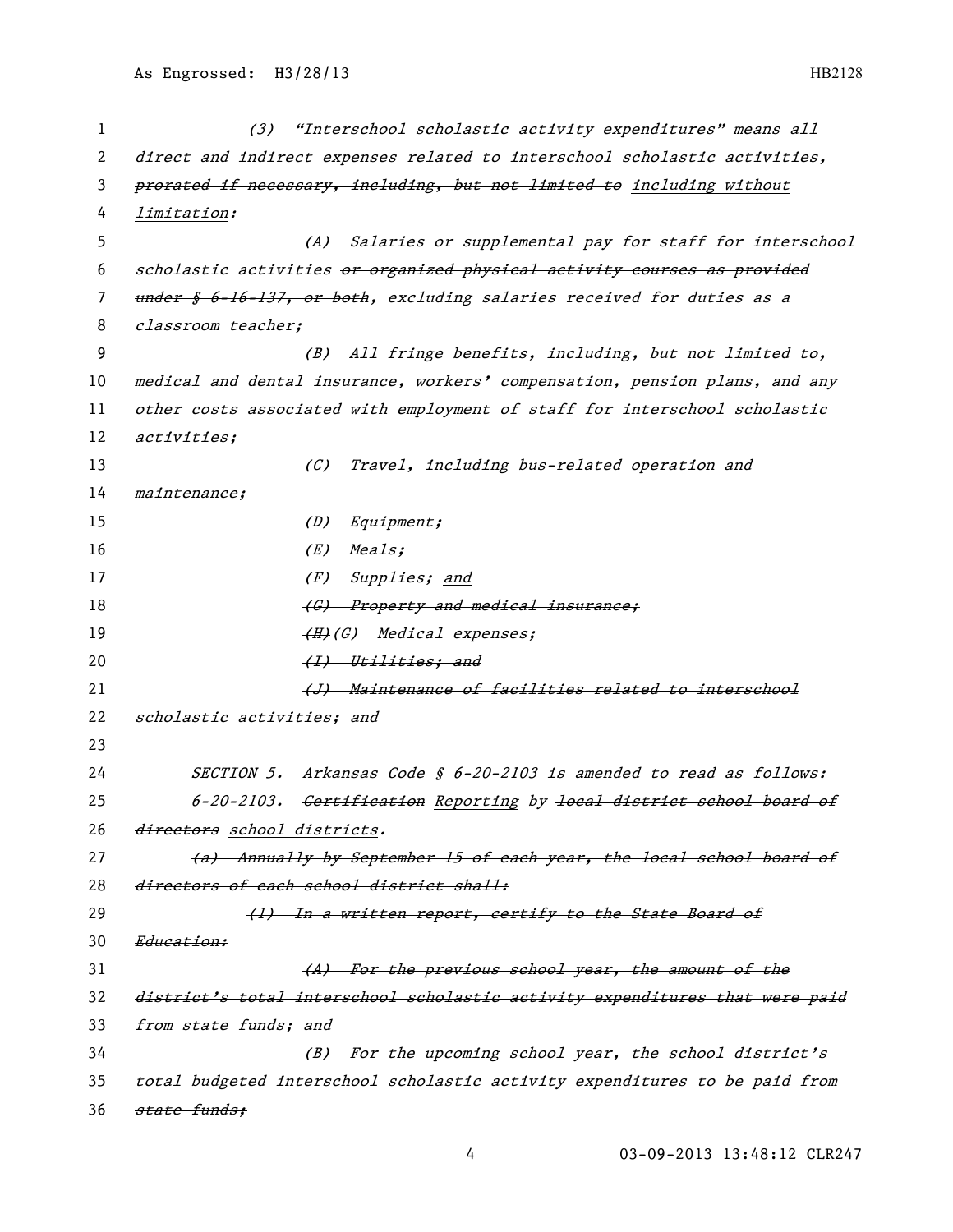(3) "Interschool scholastic activity expenditures" means all direct ~~and indirect~~ expenses related to interschool scholastic activities, ~~prorated if necessary, including, but not limited to~~ including without limitation:

(A) Salaries or supplemental pay for staff for interschool scholastic activities ~~or organized physical activity courses as provided under § 6-16-137, or both~~, excluding salaries received for duties as a classroom teacher;

(B) All fringe benefits, including, but not limited to, medical and dental insurance, workers' compensation, pension plans, and any other costs associated with employment of staff for interschool scholastic activities;

(C) Travel, including bus-related operation and maintenance;

(D) Equipment;

(E) Meals;

(F) Supplies; and

~~(G) Property and medical insurance;~~

~~(H)~~(G) Medical expenses;

~~(I) Utilities; and~~

~~(J) Maintenance of facilities related to interschool scholastic activities; and~~

SECTION 5. Arkansas Code § 6-20-2103 is amended to read as follows:

6-20-2103. ~~Certification~~ Reporting by ~~local district school board of directors~~ school districts.

~~(a) Annually by September 15 of each year, the local school board of directors of each school district shall:~~

~~(1) In a written report, certify to the State Board of Education:~~

~~(A) For the previous school year, the amount of the district's total interschool scholastic activity expenditures that were paid from state funds; and~~

~~(B) For the upcoming school year, the school district's total budgeted interschool scholastic activity expenditures to be paid from state funds;~~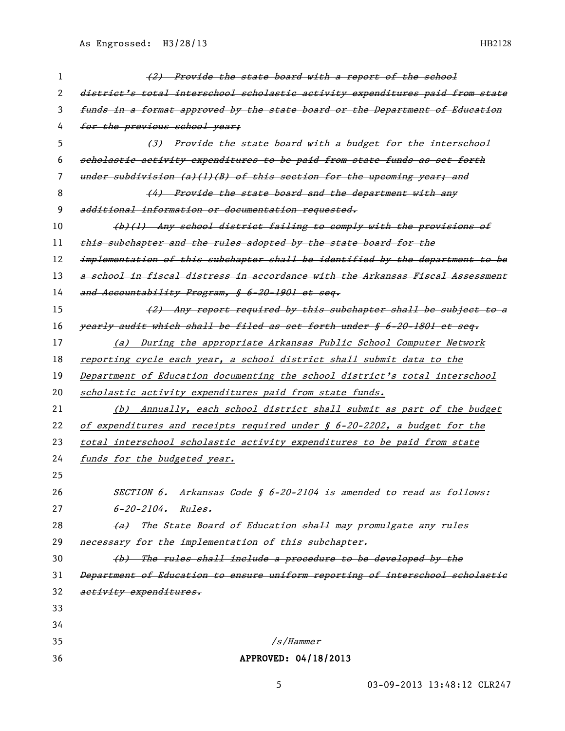~~(2) Provide the state board with a report of the school district's total interschool scholastic activity expenditures paid from state funds in a format approved by the state board or the Department of Education for the previous school year;~~

~~(3) Provide the state board with a budget for the interschool scholastic activity expenditures to be paid from state funds as set forth under subdivision (a)(1)(B) of this section for the upcoming year; and~~

~~(4) Provide the state board and the department with any additional information or documentation requested.~~

~~(b)(1) Any school district failing to comply with the provisions of this subchapter and the rules adopted by the state board for the implementation of this subchapter shall be identified by the department to be a school in fiscal distress in accordance with the Arkansas Fiscal Assessment and Accountability Program, § 6-20-1901 et seq.~~

~~(2) Any report required by this subchapter shall be subject to a yearly audit which shall be filed as set forth under § 6-20-1801 et seq.~~

<u>(a) During the appropriate Arkansas Public School Computer Network reporting cycle each year, a school district shall submit data to the Department of Education documenting the school district's total interschool scholastic activity expenditures paid from state funds.</u>

<u>(b) Annually, each school district shall submit as part of the budget of expenditures and receipts required under § 6-20-2202, a budget for the total interschool scholastic activity expenditures to be paid from state funds for the budgeted year.</u>

SECTION 6. Arkansas Code § 6-20-2104 is amended to read as follows:

6-20-2104. Rules.

~~(a)~~ The State Board of Education ~~shall~~ <u>may</u> promulgate any rules necessary for the implementation of this subchapter.

~~(b) The rules shall include a procedure to be developed by the Department of Education to ensure uniform reporting of interschool scholastic activity expenditures.~~

/s/Hammer

**APPROVED: 04/18/2013**